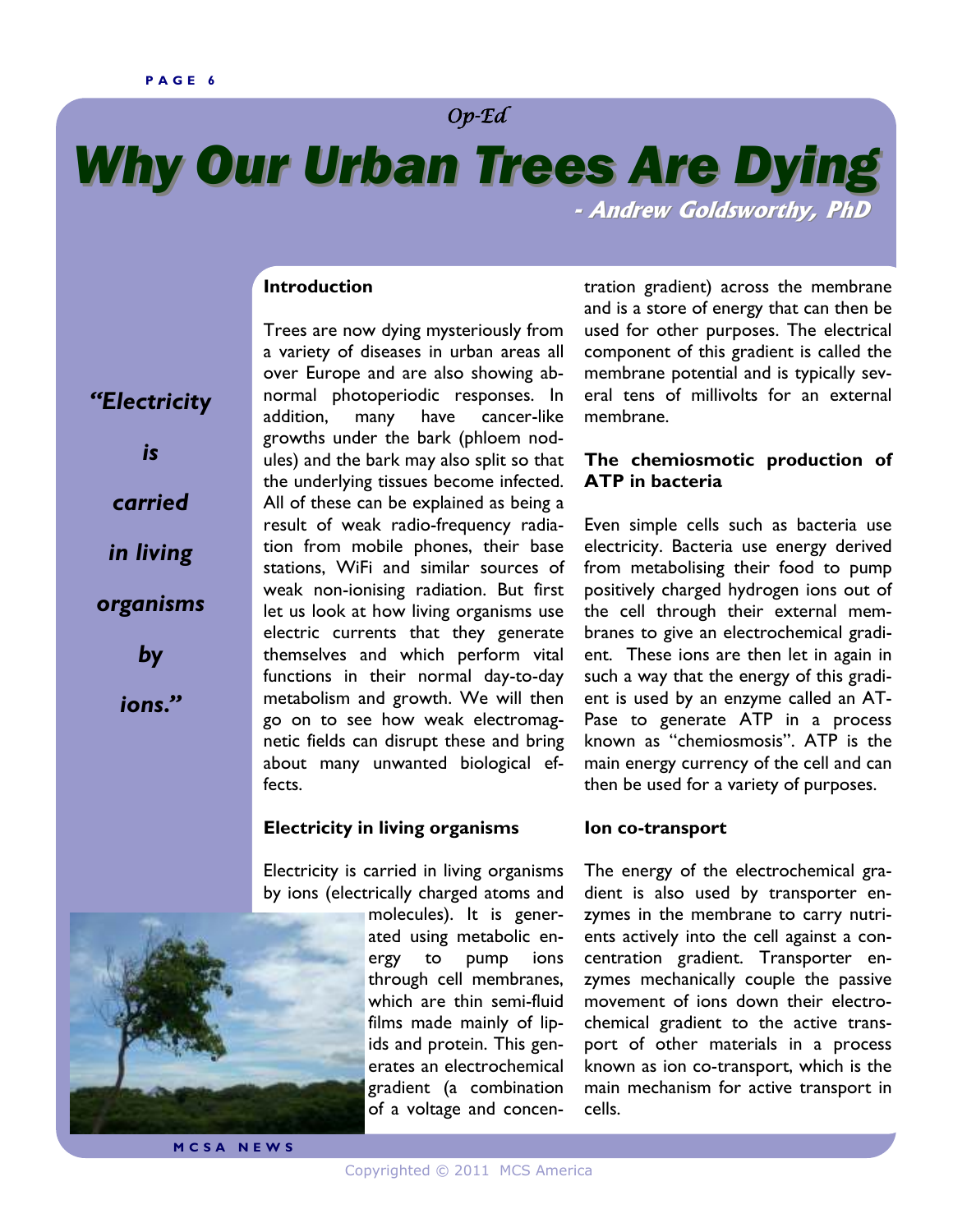*Op-Ed*

# Why Our Urban Trees Are Dying

**- Andrew Goldsworthy, PhD**

*"Electricity is carried in living organisms by ions."*

## Introduction

Trees are now dying mysteriously from a variety of diseases in urban areas all over Europe and are also showing abnormal photoperiodic responses. In addition, many have cancer-like growths under the bark (phloem nodules) and the bark may also split so that the underlying tissues become infected. All of these can be explained as being a result of weak radio-frequency radiation from mobile phones, their base stations, WiFi and similar sources of weak non-ionising radiation. But first let us look at how living organisms use electric currents that they generate themselves and which perform vital functions in their normal day-to-day metabolism and growth. We will then go on to see how weak electromagnetic fields can disrupt these and bring about many unwanted biological effects.

## Electricity in living organisms

Electricity is carried in living organisms by ions (electrically charged atoms and molecules). It is generated using metabolic energy to pump ions through cell membranes, which are thin semi-fluid films made mainly of lipids and protein. This generates an electrochemical gradient (a combination of a voltage and concentration gradient) across the membrane and is a store of energy that can then be used for other purposes. The electrical component of this gradient is called the membrane potential and is typically several tens of millivolts for an external membrane.

## The chemiosmotic production of ATP in bacteria

Even simple cells such as bacteria use electricity. Bacteria use energy derived from metabolising their food to pump positively charged hydrogen ions out of the cell through their external membranes to give an electrochemical gradient. These ions are then let in again in such a way that the energy of this gradient is used by an enzyme called an ATPase to generate ATP in a process known as "chemiosmosis". ATP is the main energy currency of the cell and can then be used for a variety of purposes.

## Ion co-transport

The energy of the electrochemical gradient is also used by transporter enzymes in the membrane to carry nutrients actively into the cell against a concentration gradient. Transporter enzymes mechanically couple the passive movement of ions down their electrochemical gradient to the active transport of other materials in a process known as ion co-transport, which is the main mechanism for active transport in cells.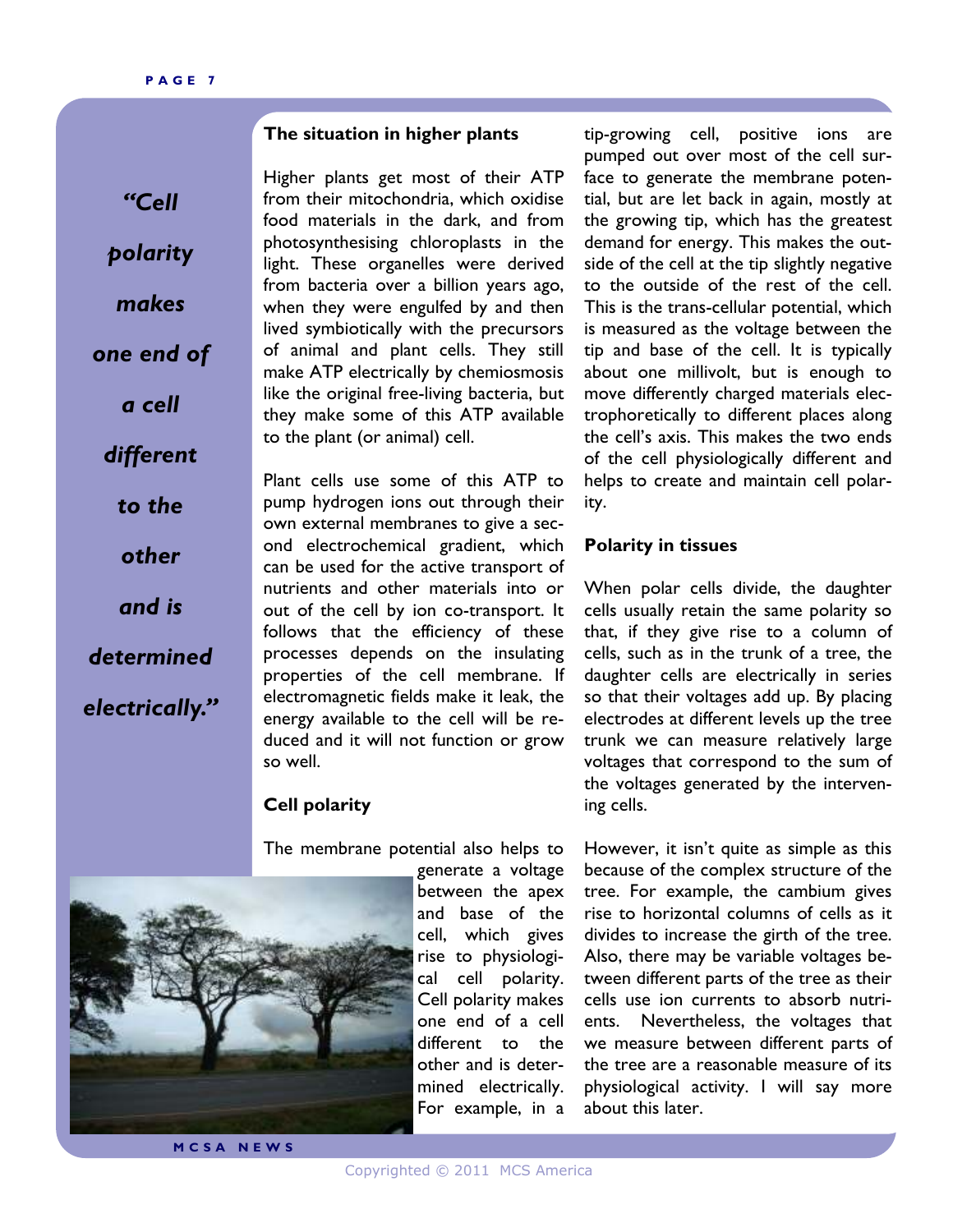> *"Cell polarity makes one end of a cell different to the other and is determined electrically."*

### The situation in higher plants

Higher plants get most of their ATP from their mitochondria, which oxidise food materials in the dark, and from photosynthesising chloroplasts in the light. These organelles were derived from bacteria over a billion years ago, when they were engulfed by and then lived symbiotically with the precursors of animal and plant cells. They still make ATP electrically by chemiosmosis like the original free-living bacteria, but they make some of this ATP available to the plant (or animal) cell.

Plant cells use some of this ATP to pump hydrogen ions out through their own external membranes to give a second electrochemical gradient, which can be used for the active transport of nutrients and other materials into or out of the cell by ion co-transport. It follows that the efficiency of these processes depends on the insulating properties of the cell membrane. If electromagnetic fields make it leak, the energy available to the cell will be reduced and it will not function or grow so well.

### Cell polarity

The membrane potential also helps to generate a voltage between the apex and base of the cell, which gives rise to physiological cell polarity. Cell polarity makes one end of a cell different to the other and is determined electrically. For example, in a tip-growing cell, positive ions are pumped out over most of the cell surface to generate the membrane potential, but are let back in again, mostly at the growing tip, which has the greatest demand for energy. This makes the outside of the cell at the tip slightly negative to the outside of the rest of the cell. This is the trans-cellular potential, which is measured as the voltage between the tip and base of the cell. It is typically about one millivolt, but is enough to move differently charged materials electrophoretically to different places along the cell's axis. This makes the two ends of the cell physiologically different and helps to create and maintain cell polarity.

### Polarity in tissues

When polar cells divide, the daughter cells usually retain the same polarity so that, if they give rise to a column of cells, such as in the trunk of a tree, the daughter cells are electrically in series so that their voltages add up. By placing electrodes at different levels up the tree trunk we can measure relatively large voltages that correspond to the sum of the voltages generated by the intervening cells.

However, it isn't quite as simple as this because of the complex structure of the tree. For example, the cambium gives rise to horizontal columns of cells as it divides to increase the girth of the tree. Also, there may be variable voltages between different parts of the tree as their cells use ion currents to absorb nutrients. Nevertheless, the voltages that we measure between different parts of the tree are a reasonable measure of its physiological activity. I will say more about this later.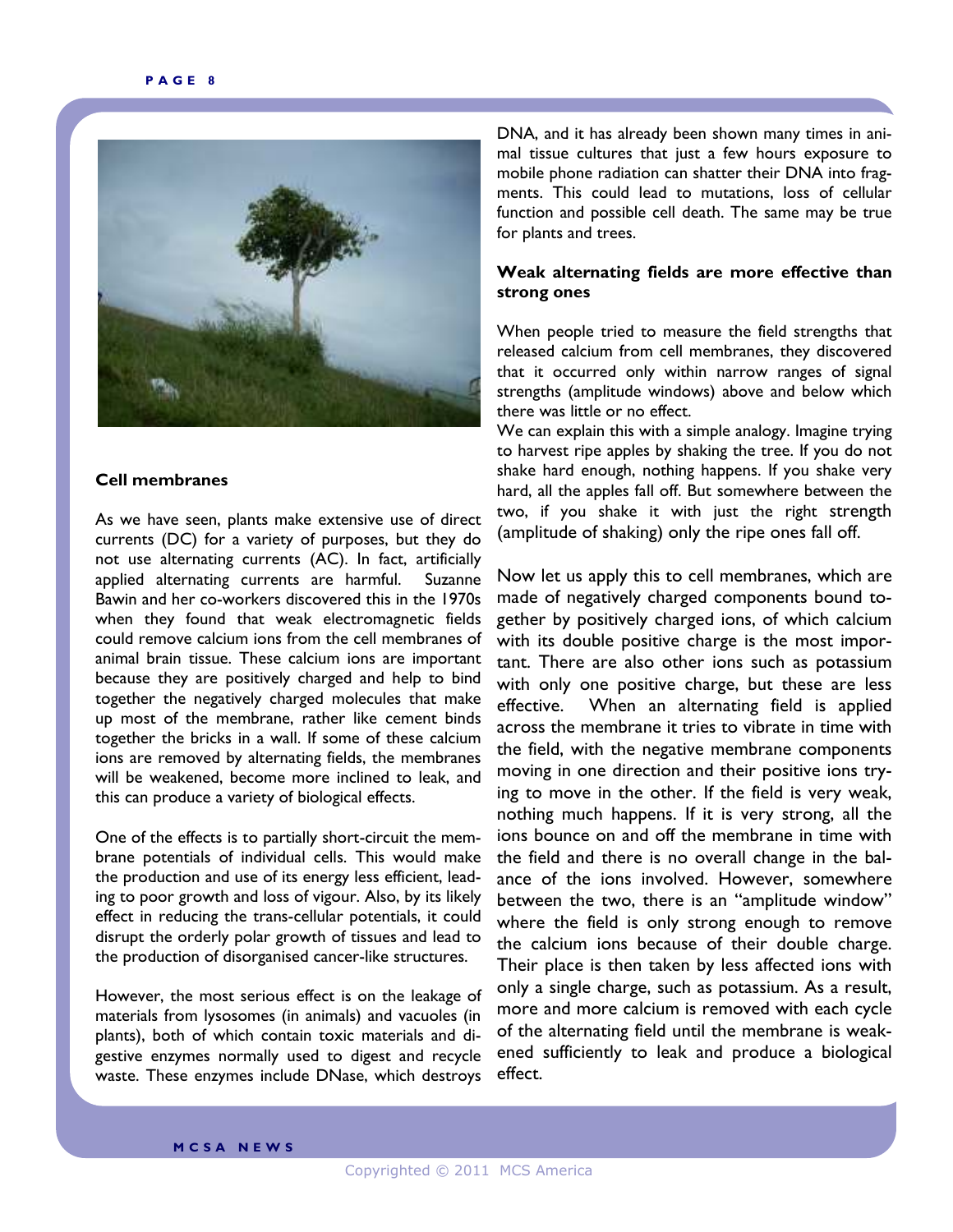### Cell membranes

As we have seen, plants make extensive use of direct currents (DC) for a variety of purposes, but they do not use alternating currents (AC). In fact, artificially applied alternating currents are harmful. Suzanne Bawin and her co-workers discovered this in the 1970s when they found that weak electromagnetic fields could remove calcium ions from the cell membranes of animal brain tissue. These calcium ions are important because they are positively charged and help to bind together the negatively charged molecules that make up most of the membrane, rather like cement binds together the bricks in a wall. If some of these calcium ions are removed by alternating fields, the membranes will be weakened, become more inclined to leak, and this can produce a variety of biological effects.

One of the effects is to partially short-circuit the membrane potentials of individual cells. This would make the production and use of its energy less efficient, leading to poor growth and loss of vigour. Also, by its likely effect in reducing the trans-cellular potentials, it could disrupt the orderly polar growth of tissues and lead to the production of disorganised cancer-like structures.

However, the most serious effect is on the leakage of materials from lysosomes (in animals) and vacuoles (in plants), both of which contain toxic materials and digestive enzymes normally used to digest and recycle waste. These enzymes include DNase, which destroys DNA, and it has already been shown many times in animal tissue cultures that just a few hours exposure to mobile phone radiation can shatter their DNA into fragments. This could lead to mutations, loss of cellular function and possible cell death. The same may be true for plants and trees.

### Weak alternating fields are more effective than strong ones

When people tried to measure the field strengths that released calcium from cell membranes, they discovered that it occurred only within narrow ranges of signal strengths (amplitude windows) above and below which there was little or no effect.

We can explain this with a simple analogy. Imagine trying to harvest ripe apples by shaking the tree. If you do not shake hard enough, nothing happens. If you shake very hard, all the apples fall off. But somewhere between the two, if you shake it with just the right strength (amplitude of shaking) only the ripe ones fall off.

Now let us apply this to cell membranes, which are made of negatively charged components bound together by positively charged ions, of which calcium with its double positive charge is the most important. There are also other ions such as potassium with only one positive charge, but these are less effective. When an alternating field is applied across the membrane it tries to vibrate in time with the field, with the negative membrane components moving in one direction and their positive ions trying to move in the other. If the field is very weak, nothing much happens. If it is very strong, all the ions bounce on and off the membrane in time with the field and there is no overall change in the balance of the ions involved. However, somewhere between the two, there is an "amplitude window" where the field is only strong enough to remove the calcium ions because of their double charge. Their place is then taken by less affected ions with only a single charge, such as potassium. As a result, more and more calcium is removed with each cycle of the alternating field until the membrane is weakened sufficiently to leak and produce a biological effect.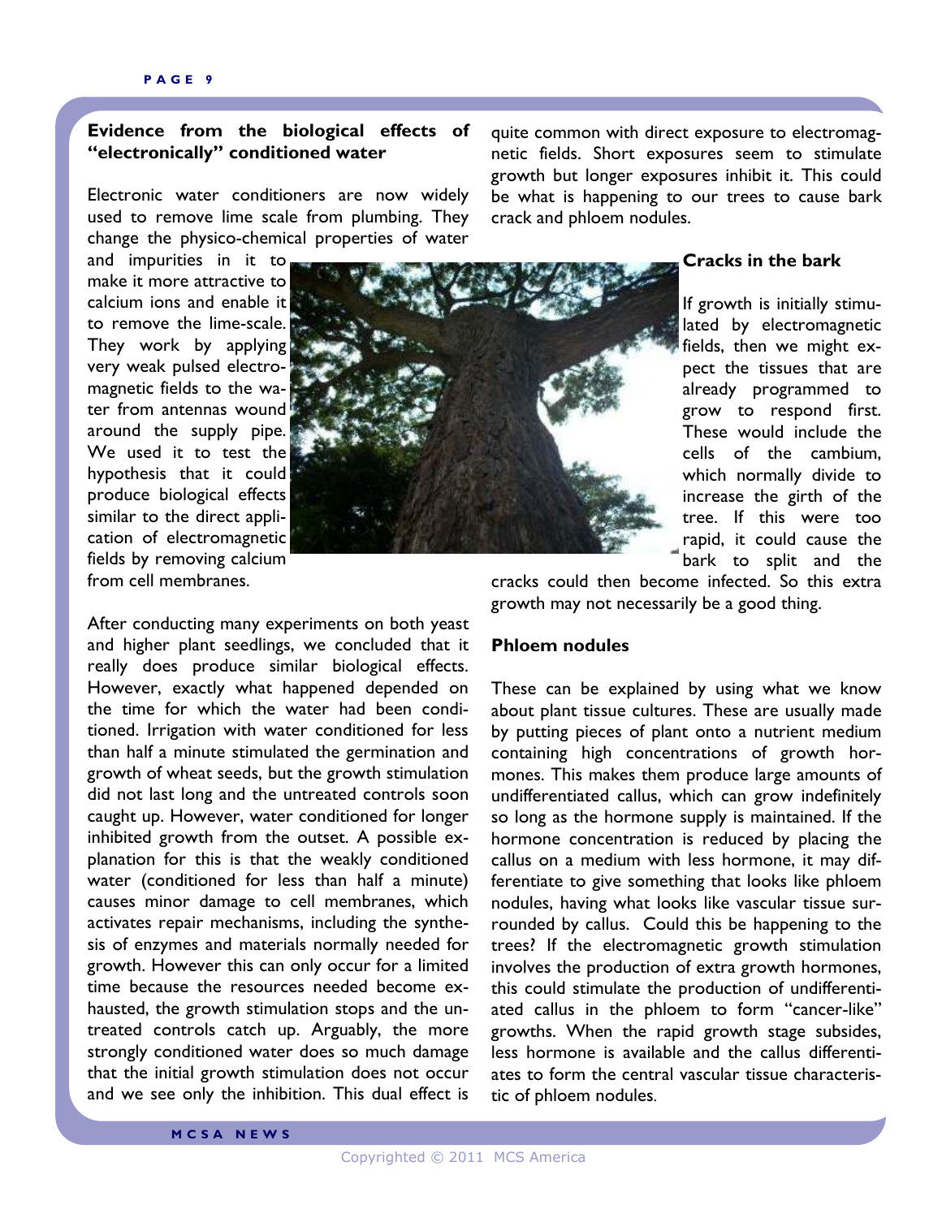## Evidence from the biological effects of "electronically" conditioned water

Electronic water conditioners are now widely used to remove lime scale from plumbing. They change the physico-chemical properties of water and impurities in it to make it more attractive to calcium ions and enable it to remove the lime-scale. They work by applying very weak pulsed electromagnetic fields to the water from antennas wound around the supply pipe. We used it to test the hypothesis that it could produce biological effects similar to the direct application of electromagnetic fields by removing calcium from cell membranes.

After conducting many experiments on both yeast and higher plant seedlings, we concluded that it really does produce similar biological effects. However, exactly what happened depended on the time for which the water had been conditioned. Irrigation with water conditioned for less than half a minute stimulated the germination and growth of wheat seeds, but the growth stimulation did not last long and the untreated controls soon caught up. However, water conditioned for longer inhibited growth from the outset. A possible explanation for this is that the weakly conditioned water (conditioned for less than half a minute) causes minor damage to cell membranes, which activates repair mechanisms, including the synthesis of enzymes and materials normally needed for growth. However this can only occur for a limited time because the resources needed become exhausted, the growth stimulation stops and the untreated controls catch up. Arguably, the more strongly conditioned water does so much damage that the initial growth stimulation does not occur and we see only the inhibition. This dual effect is quite common with direct exposure to electromagnetic fields. Short exposures seem to stimulate growth but longer exposures inhibit it. This could be what is happening to our trees to cause bark crack and phloem nodules.

### Cracks in the bark

If growth is initially stimulated by electromagnetic fields, then we might expect the tissues that are already programmed to grow to respond first. These would include the cells of the cambium, which normally divide to increase the girth of the tree. If this were too rapid, it could cause the bark to split and the cracks could then become infected. So this extra growth may not necessarily be a good thing.

### Phloem nodules

These can be explained by using what we know about plant tissue cultures. These are usually made by putting pieces of plant onto a nutrient medium containing high concentrations of growth hormones. This makes them produce large amounts of undifferentiated callus, which can grow indefinitely so long as the hormone supply is maintained. If the hormone concentration is reduced by placing the callus on a medium with less hormone, it may differentiate to give something that looks like phloem nodules, having what looks like vascular tissue surrounded by callus. Could this be happening to the trees? If the electromagnetic growth stimulation involves the production of extra growth hormones, this could stimulate the production of undifferentiated callus in the phloem to form "cancer-like" growths. When the rapid growth stage subsides, less hormone is available and the callus differentiates to form the central vascular tissue characteristic of phloem nodules.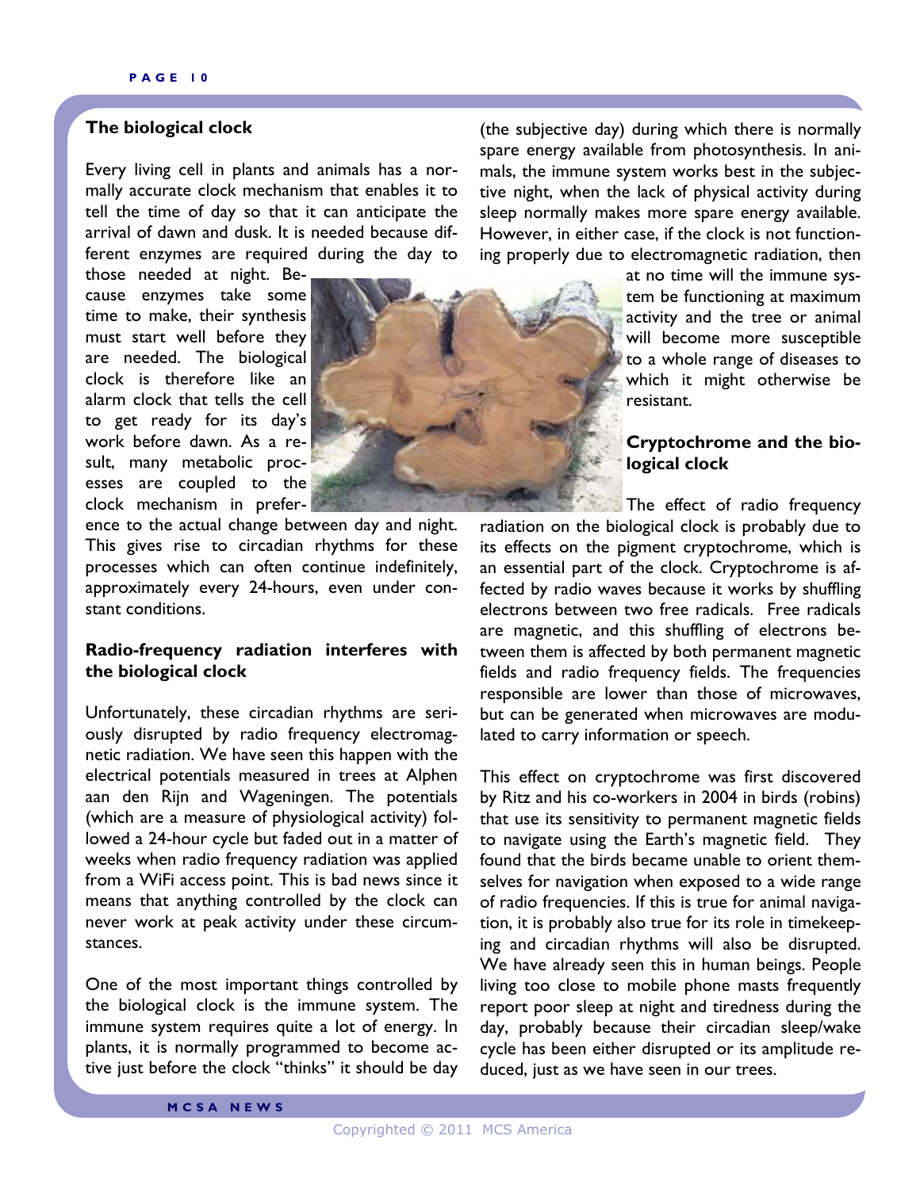## The biological clock

Every living cell in plants and animals has a normally accurate clock mechanism that enables it to tell the time of day so that it can anticipate the arrival of dawn and dusk. It is needed because different enzymes are required during the day to those needed at night. Because enzymes take some time to make, their synthesis must start well before they are needed. The biological clock is therefore like an alarm clock that tells the cell to get ready for its day's work before dawn. As a result, many metabolic processes are coupled to the clock mechanism in preference to the actual change between day and night. This gives rise to circadian rhythms for these processes which can often continue indefinitely, approximately every 24-hours, even under constant conditions.

## Radio-frequency radiation interferes with the biological clock

Unfortunately, these circadian rhythms are seriously disrupted by radio frequency electromagnetic radiation. We have seen this happen with the electrical potentials measured in trees at Alphen aan den Rijn and Wageningen. The potentials (which are a measure of physiological activity) followed a 24-hour cycle but faded out in a matter of weeks when radio frequency radiation was applied from a WiFi access point. This is bad news since it means that anything controlled by the clock can never work at peak activity under these circumstances.

One of the most important things controlled by the biological clock is the immune system. The immune system requires quite a lot of energy. In plants, it is normally programmed to become active just before the clock "thinks" it should be day (the subjective day) during which there is normally spare energy available from photosynthesis. In animals, the immune system works best in the subjective night, when the lack of physical activity during sleep normally makes more spare energy available. However, in either case, if the clock is not functioning properly due to electromagnetic radiation, then at no time will the immune system be functioning at maximum activity and the tree or animal will become more susceptible to a whole range of diseases to which it might otherwise be resistant.

## Cryptochrome and the biological clock

The effect of radio frequency radiation on the biological clock is probably due to its effects on the pigment cryptochrome, which is an essential part of the clock. Cryptochrome is affected by radio waves because it works by shuffling electrons between two free radicals. Free radicals are magnetic, and this shuffling of electrons between them is affected by both permanent magnetic fields and radio frequency fields. The frequencies responsible are lower than those of microwaves, but can be generated when microwaves are modulated to carry information or speech.

This effect on cryptochrome was first discovered by Ritz and his co-workers in 2004 in birds (robins) that use its sensitivity to permanent magnetic fields to navigate using the Earth's magnetic field. They found that the birds became unable to orient themselves for navigation when exposed to a wide range of radio frequencies. If this is true for animal navigation, it is probably also true for its role in timekeeping and circadian rhythms will also be disrupted. We have already seen this in human beings. People living too close to mobile phone masts frequently report poor sleep at night and tiredness during the day, probably because their circadian sleep/wake cycle has been either disrupted or its amplitude reduced, just as we have seen in our trees.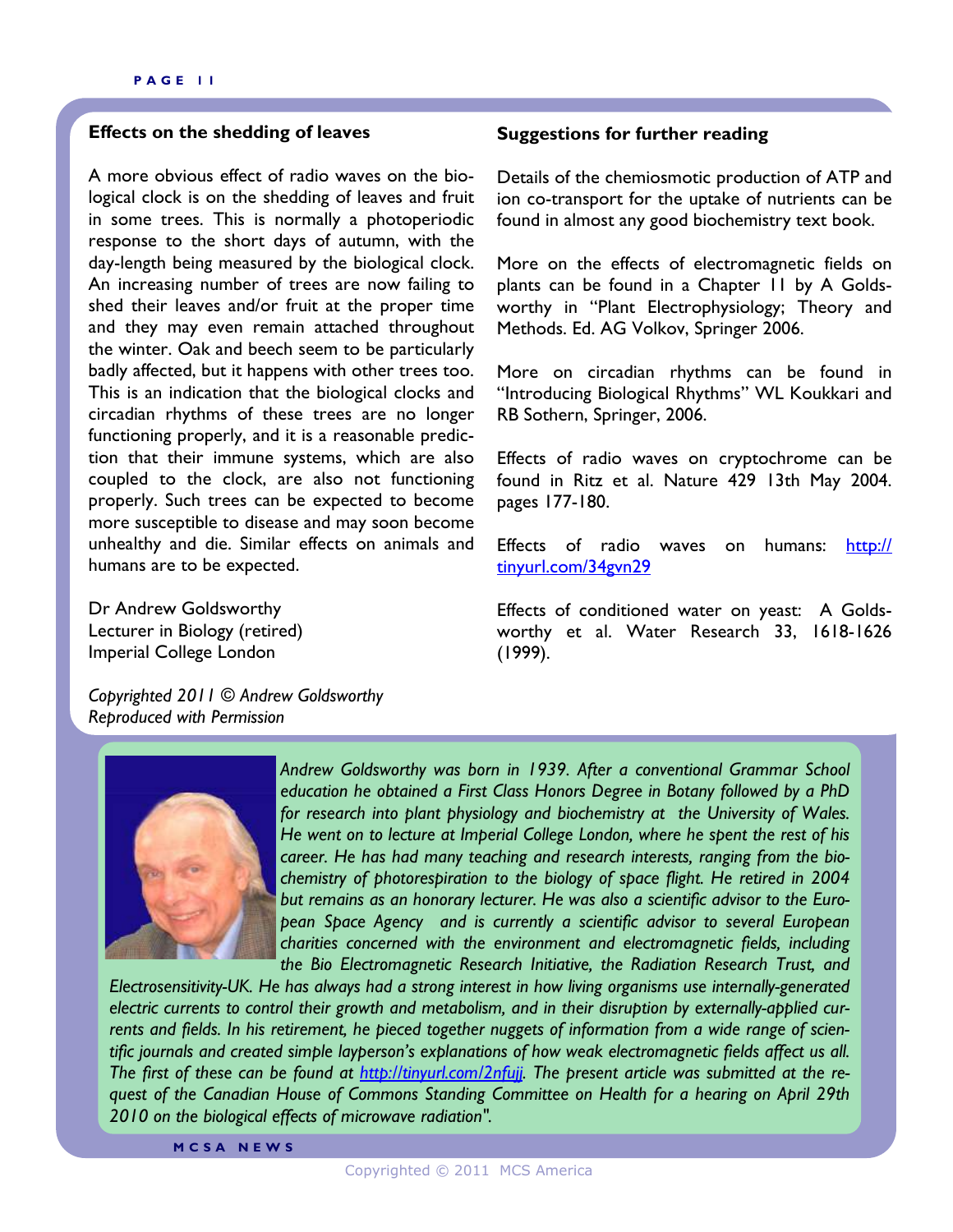## Effects on the shedding of leaves

A more obvious effect of radio waves on the biological clock is on the shedding of leaves and fruit in some trees. This is normally a photoperiodic response to the short days of autumn, with the day-length being measured by the biological clock. An increasing number of trees are now failing to shed their leaves and/or fruit at the proper time and they may even remain attached throughout the winter. Oak and beech seem to be particularly badly affected, but it happens with other trees too. This is an indication that the biological clocks and circadian rhythms of these trees are no longer functioning properly, and it is a reasonable prediction that their immune systems, which are also coupled to the clock, are also not functioning properly. Such trees can be expected to become more susceptible to disease and may soon become unhealthy and die. Similar effects on animals and humans are to be expected.

Dr Andrew Goldsworthy
Lecturer in Biology (retired)
Imperial College London

*Copyrighted 2011 © Andrew Goldsworthy*
*Reproduced with Permission*

## Suggestions for further reading

Details of the chemiosmotic production of ATP and ion co-transport for the uptake of nutrients can be found in almost any good biochemistry text book.

More on the effects of electromagnetic fields on plants can be found in a Chapter 11 by A Goldsworthy in "Plant Electrophysiology; Theory and Methods. Ed. AG Volkov, Springer 2006.

More on circadian rhythms can be found in "Introducing Biological Rhythms" WL Koukkari and RB Sothern, Springer, 2006.

Effects of radio waves on cryptochrome can be found in Ritz et al. Nature 429 13th May 2004. pages 177-180.

Effects of radio waves on humans: http://tinyurl.com/34gvn29

Effects of conditioned water on yeast: A Goldsworthy et al. Water Research 33, 1618-1626 (1999).

*Andrew Goldsworthy was born in 1939. After a conventional Grammar School education he obtained a First Class Honors Degree in Botany followed by a PhD for research into plant physiology and biochemistry at the University of Wales. He went on to lecture at Imperial College London, where he spent the rest of his career. He has had many teaching and research interests, ranging from the biochemistry of photorespiration to the biology of space flight. He retired in 2004 but remains as an honorary lecturer. He was also a scientific advisor to the European Space Agency and is currently a scientific advisor to several European charities concerned with the environment and electromagnetic fields, including the Bio Electromagnetic Research Initiative, the Radiation Research Trust, and Electrosensitivity-UK. He has always had a strong interest in how living organisms use internally-generated electric currents to control their growth and metabolism, and in their disruption by externally-applied currents and fields. In his retirement, he pieced together nuggets of information from a wide range of scientific journals and created simple layperson's explanations of how weak electromagnetic fields affect us all. The first of these can be found at http://tinyurl.com/2nfujj. The present article was submitted at the request of the Canadian House of Commons Standing Committee on Health for a hearing on April 29th 2010 on the biological effects of microwave radiation".*

Copyrighted © 2011 MCS America